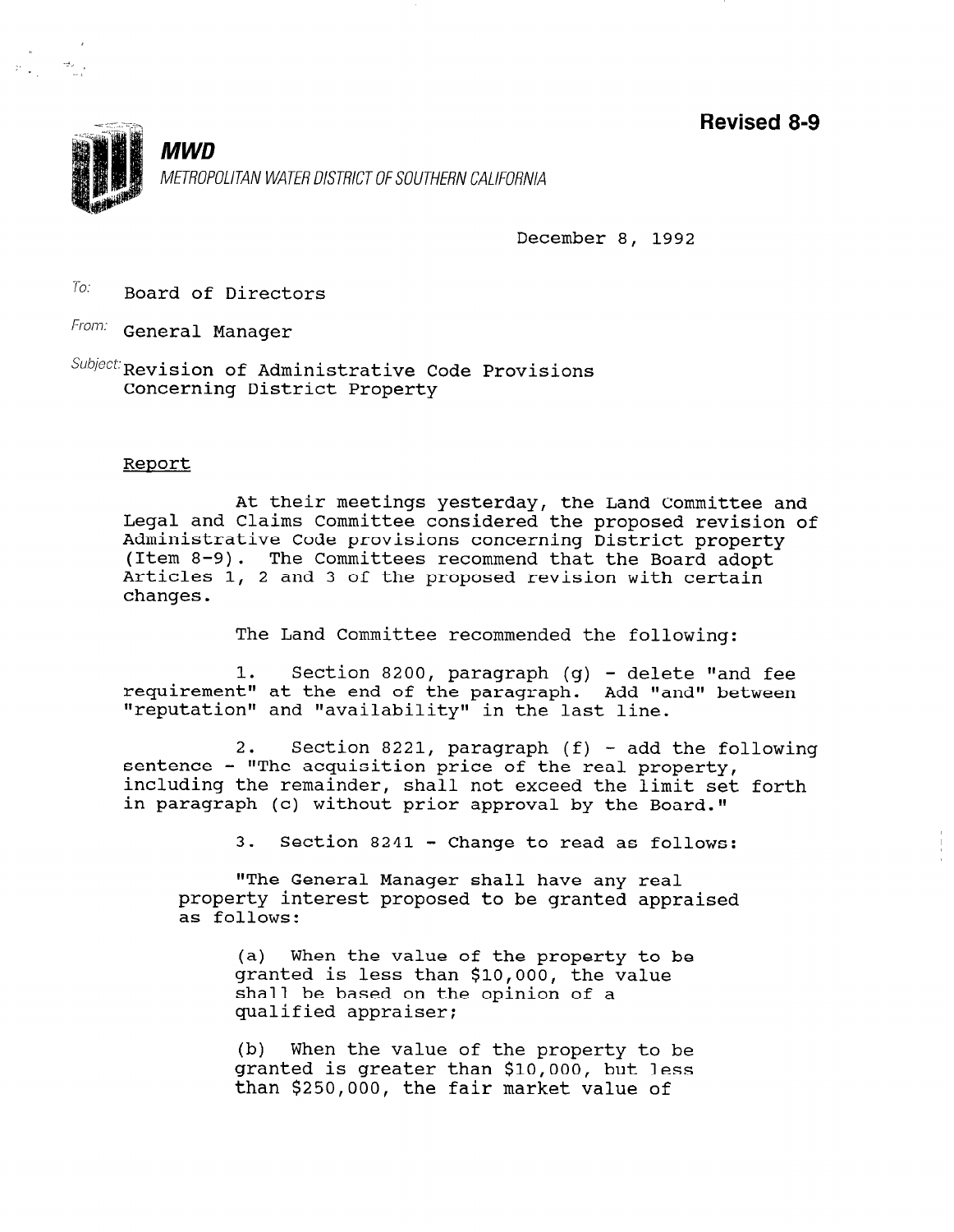**Revised 8-9**

**MWD**

*METROPOLITAN WATER DISTRICT OF SOUTHERN CALIFORNIA*

December 8, 1992

To: Board of Directors

From: General Manager

Subject: Revision of Administrative Code Provisions Concerning District Property

Report

At their meetings yesterday, the Land Committee and Legal and Claims Committee considered the proposed revision of Administrative Code provisions concerning District property (Item 8-9). The Committees recommend that the Board adopt Articles 1, 2 and 3 of the proposed revision with certain changes.

The Land Committee recommended the following:

1. Section 8200, paragraph (g) - delete "and fee requirement" at the end of the paragraph. Add "and" between "reputation" and "availability" in the last line.

2. Section 8221, paragraph (f) - add the following sentence - "The acquisition price of the real property, including the remainder, shall not exceed the limit set forth in paragraph (c) without prior approval by the Board."

3. Section 8241 - Change to read as follows:

"The General Manager shall have any real property interest proposed to be granted appraised as follows:

(a) When the value of the property to be granted is less than $10,000, the value shall be based on the opinion of a qualified appraiser;

(b) When the value of the property to be granted is greater than $10,000, but less than $250,000, the fair market value of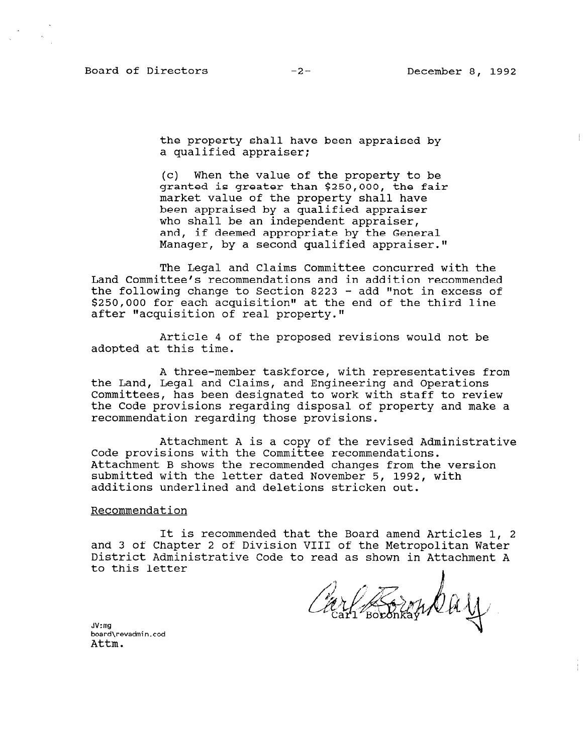the property shall have been appraised by a qualified appraiser;

(c) When the value of the property to be granted is greater than $250,000, the fair market value of the property shall have been appraised by a qualified appraiser who shall be an independent appraiser, and, if deemed appropriate by the General Manager, by a second qualified appraiser."

The Legal and Claims Committee concurred with the Land Committee's recommendations and in addition recommended the following change to Section 8223 - add "not in excess of $250,000 for each acquisition" at the end of the third line after "acquisition of real property."

Article 4 of the proposed revisions would not be adopted at this time.

A three-member taskforce, with representatives from the Land, Legal and Claims, and Engineering and Operations Committees, has been designated to work with staff to review the Code provisions regarding disposal of property and make a recommendation regarding those provisions.

Attachment A is a copy of the revised Administrative Code provisions with the Committee recommendations. Attachment B shows the recommended changes from the version submitted with the letter dated November 5, 1992, with additions underlined and deletions stricken out.

Recommendation

It is recommended that the Board amend Articles 1, 2 and 3 of Chapter 2 of Division VIII of the Metropolitan Water District Administrative Code to read as shown in Attachment A to this letter

Carl Boronkay

JV:mg
board\revadmin.cod
Attm.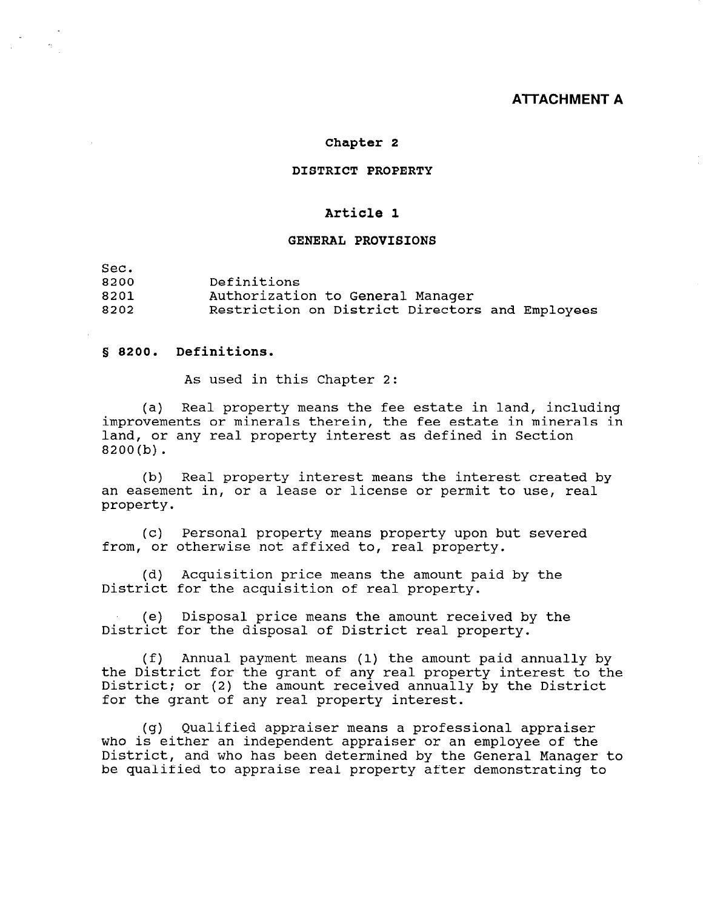**ATTACHMENT A**

## Chapter 2

## DISTRICT PROPERTY

### Article 1

### GENERAL PROVISIONS

| Sec. | |
|---|---|
| 8200 | Definitions |
| 8201 | Authorization to General Manager |
| 8202 | Restriction on District Directors and Employees |

**§ 8200. Definitions.**

As used in this Chapter 2:

(a) Real property means the fee estate in land, including improvements or minerals therein, the fee estate in minerals in land, or any real property interest as defined in Section 8200(b).

(b) Real property interest means the interest created by an easement in, or a lease or license or permit to use, real property.

(c) Personal property means property upon but severed from, or otherwise not affixed to, real property.

(d) Acquisition price means the amount paid by the District for the acquisition of real property.

(e) Disposal price means the amount received by the District for the disposal of District real property.

(f) Annual payment means (1) the amount paid annually by the District for the grant of any real property interest to the District; or (2) the amount received annually by the District for the grant of any real property interest.

(g) Qualified appraiser means a professional appraiser who is either an independent appraiser or an employee of the District, and who has been determined by the General Manager to be qualified to appraise real property after demonstrating to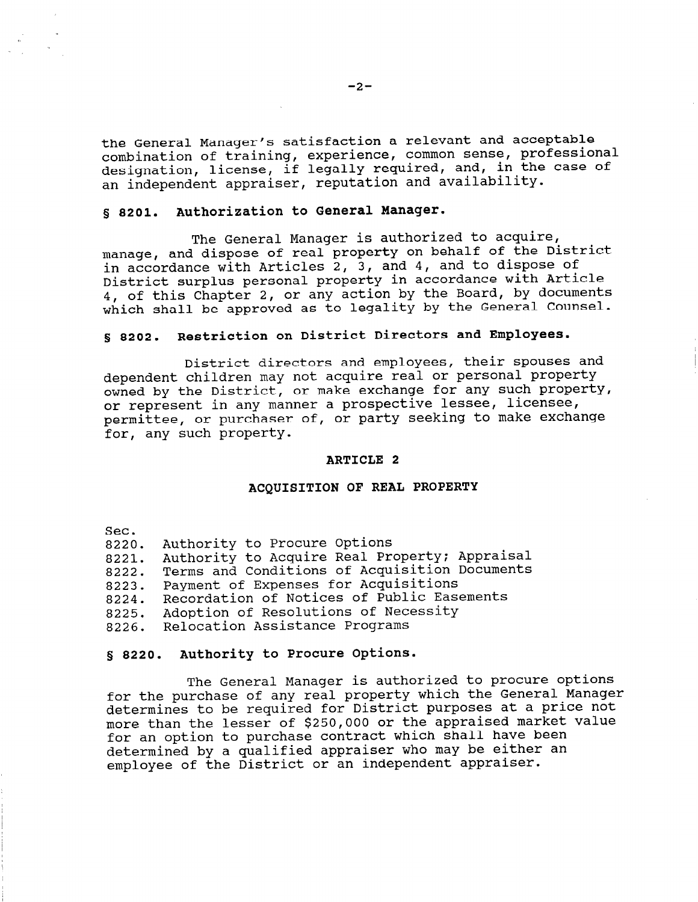the General Manager's satisfaction a relevant and acceptable combination of training, experience, common sense, professional designation, license, if legally required, and, in the case of an independent appraiser, reputation and availability.

**§ 8201. Authorization to General Manager.**

The General Manager is authorized to acquire, manage, and dispose of real property on behalf of the District in accordance with Articles 2, 3, and 4, and to dispose of District surplus personal property in accordance with Article 4, of this Chapter 2, or any action by the Board, by documents which shall be approved as to legality by the General Counsel.

**§ 8202. Restriction on District Directors and Employees.**

District directors and employees, their spouses and dependent children may not acquire real or personal property owned by the District, or make exchange for any such property, or represent in any manner a prospective lessee, licensee, permittee, or purchaser of, or party seeking to make exchange for, any such property.

## ARTICLE 2

## ACQUISITION OF REAL PROPERTY

Sec.
8220. Authority to Procure Options
8221. Authority to Acquire Real Property; Appraisal
8222. Terms and Conditions of Acquisition Documents
8223. Payment of Expenses for Acquisitions
8224. Recordation of Notices of Public Easements
8225. Adoption of Resolutions of Necessity
8226. Relocation Assistance Programs

**§ 8220. Authority to Procure Options.**

The General Manager is authorized to procure options for the purchase of any real property which the General Manager determines to be required for District purposes at a price not more than the lesser of $250,000 or the appraised market value for an option to purchase contract which shall have been determined by a qualified appraiser who may be either an employee of the District or an independent appraiser.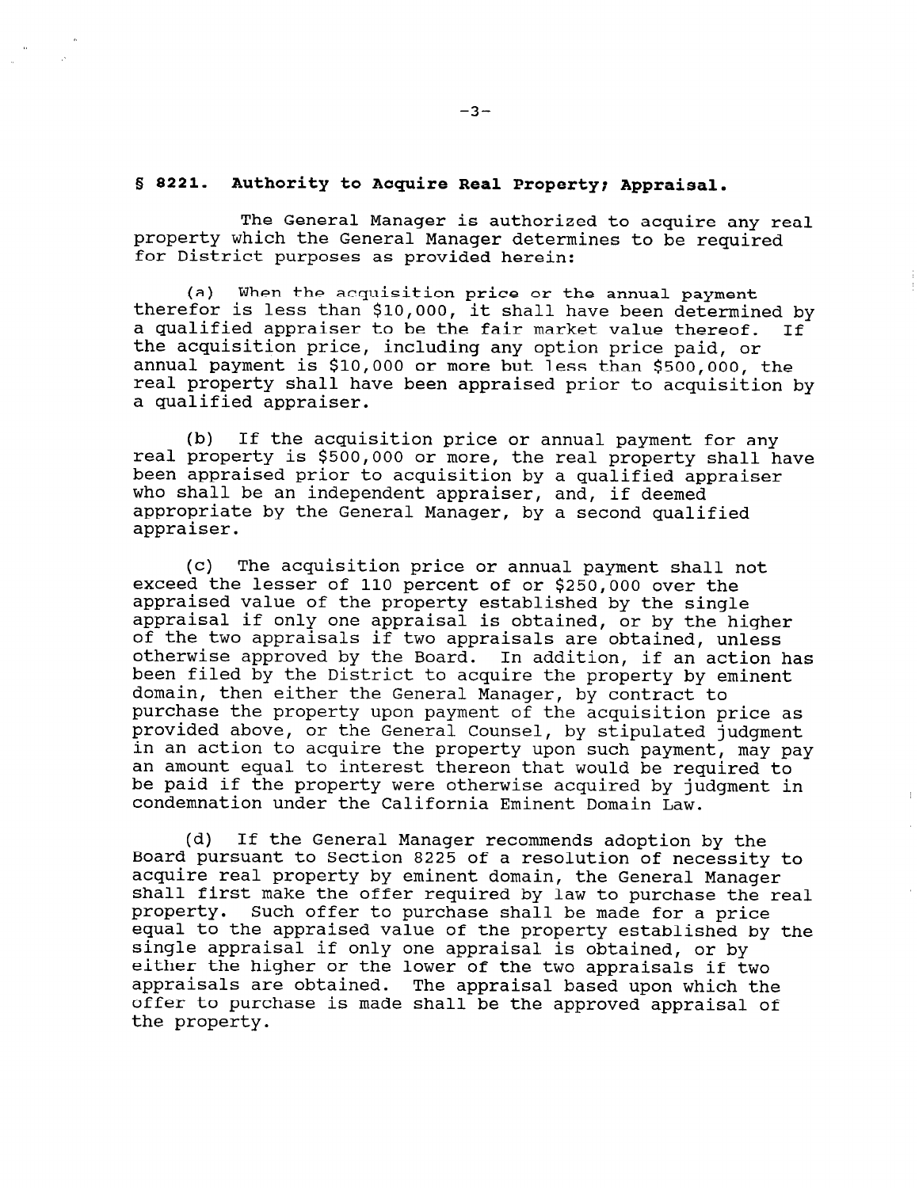## § 8221. Authority to Acquire Real Property; Appraisal.

The General Manager is authorized to acquire any real property which the General Manager determines to be required for District purposes as provided herein:

(a) When the acquisition price or the annual payment therefor is less than $10,000, it shall have been determined by a qualified appraiser to be the fair market value thereof. If the acquisition price, including any option price paid, or annual payment is $10,000 or more but less than $500,000, the real property shall have been appraised prior to acquisition by a qualified appraiser.

(b) If the acquisition price or annual payment for any real property is $500,000 or more, the real property shall have been appraised prior to acquisition by a qualified appraiser who shall be an independent appraiser, and, if deemed appropriate by the General Manager, by a second qualified appraiser.

(c) The acquisition price or annual payment shall not exceed the lesser of 110 percent of or $250,000 over the appraised value of the property established by the single appraisal if only one appraisal is obtained, or by the higher of the two appraisals if two appraisals are obtained, unless otherwise approved by the Board. In addition, if an action has been filed by the District to acquire the property by eminent domain, then either the General Manager, by contract to purchase the property upon payment of the acquisition price as provided above, or the General Counsel, by stipulated judgment in an action to acquire the property upon such payment, may pay an amount equal to interest thereon that would be required to be paid if the property were otherwise acquired by judgment in condemnation under the California Eminent Domain Law.

(d) If the General Manager recommends adoption by the Board pursuant to Section 8225 of a resolution of necessity to acquire real property by eminent domain, the General Manager shall first make the offer required by law to purchase the real property. Such offer to purchase shall be made for a price equal to the appraised value of the property established by the single appraisal if only one appraisal is obtained, or by either the higher or the lower of the two appraisals if two appraisals are obtained. The appraisal based upon which the offer to purchase is made shall be the approved appraisal of the property.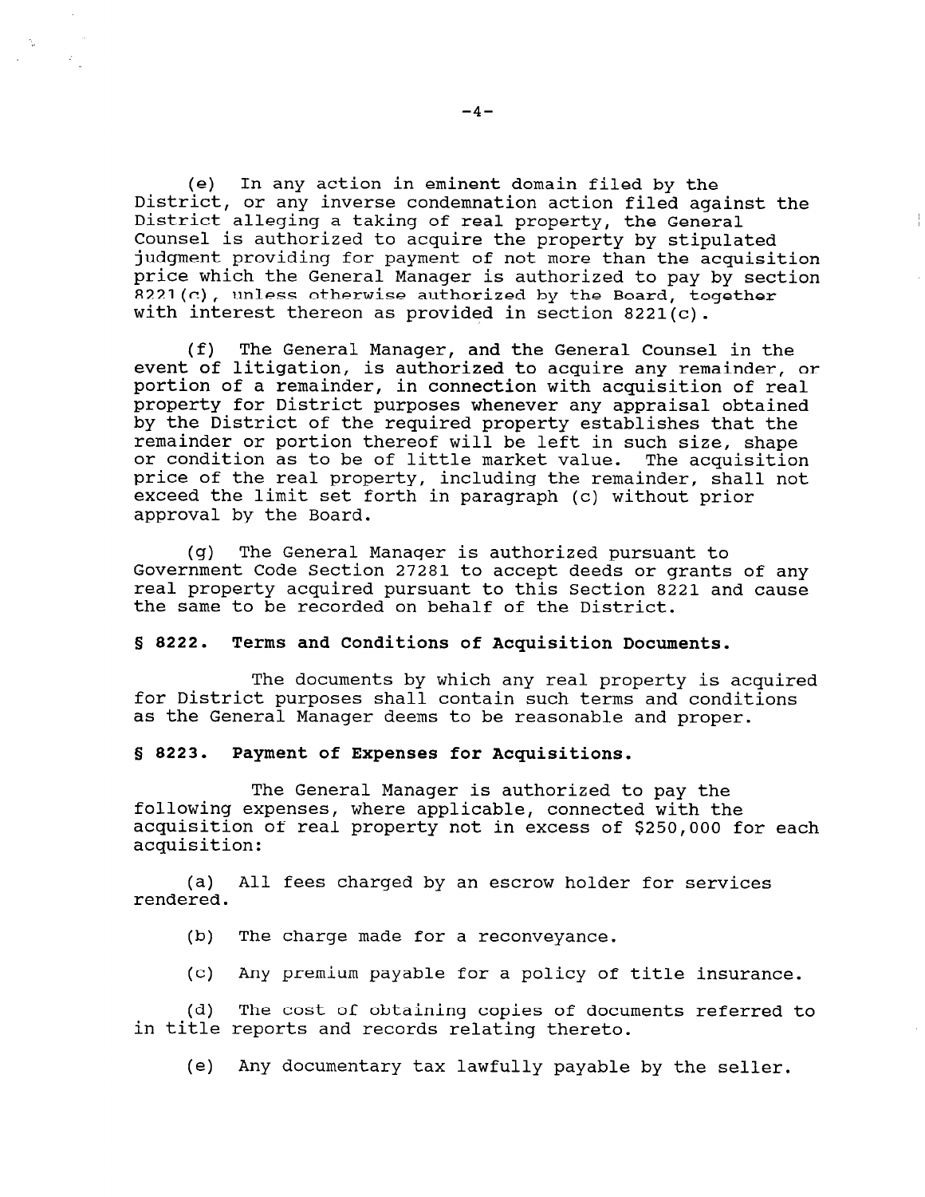(e) In any action in eminent domain filed by the District, or any inverse condemnation action filed against the District alleging a taking of real property, the General Counsel is authorized to acquire the property by stipulated judgment providing for payment of not more than the acquisition price which the General Manager is authorized to pay by section 8221(c), unless otherwise authorized by the Board, together with interest thereon as provided in section 8221(c).

(f) The General Manager, and the General Counsel in the event of litigation, is authorized to acquire any remainder, or portion of a remainder, in connection with acquisition of real property for District purposes whenever any appraisal obtained by the District of the required property establishes that the remainder or portion thereof will be left in such size, shape or condition as to be of little market value. The acquisition price of the real property, including the remainder, shall not exceed the limit set forth in paragraph (c) without prior approval by the Board.

(g) The General Manager is authorized pursuant to Government Code Section 27281 to accept deeds or grants of any real property acquired pursuant to this Section 8221 and cause the same to be recorded on behalf of the District.

**§ 8222. Terms and Conditions of Acquisition Documents.**

The documents by which any real property is acquired for District purposes shall contain such terms and conditions as the General Manager deems to be reasonable and proper.

**§ 8223. Payment of Expenses for Acquisitions.**

The General Manager is authorized to pay the following expenses, where applicable, connected with the acquisition of real property not in excess of $250,000 for each acquisition:

(a) All fees charged by an escrow holder for services rendered.

(b) The charge made for a reconveyance.

(c) Any premium payable for a policy of title insurance.

(d) The cost of obtaining copies of documents referred to in title reports and records relating thereto.

(e) Any documentary tax lawfully payable by the seller.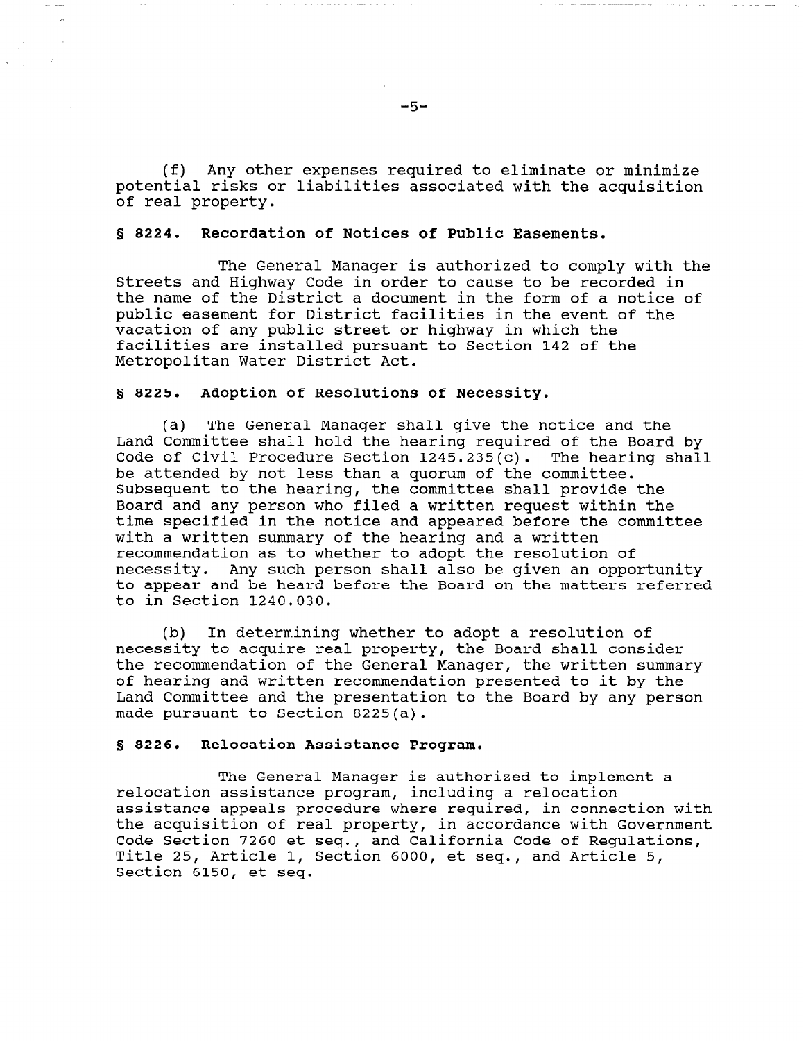(f) Any other expenses required to eliminate or minimize potential risks or liabilities associated with the acquisition of real property.

**§ 8224. Recordation of Notices of Public Easements.**

The General Manager is authorized to comply with the Streets and Highway Code in order to cause to be recorded in the name of the District a document in the form of a notice of public easement for District facilities in the event of the vacation of any public street or highway in which the facilities are installed pursuant to Section 142 of the Metropolitan Water District Act.

**§ 8225. Adoption of Resolutions of Necessity.**

(a) The General Manager shall give the notice and the Land Committee shall hold the hearing required of the Board by Code of Civil Procedure Section 1245.235(c). The hearing shall be attended by not less than a quorum of the committee. Subsequent to the hearing, the committee shall provide the Board and any person who filed a written request within the time specified in the notice and appeared before the committee with a written summary of the hearing and a written recommendation as to whether to adopt the resolution of necessity. Any such person shall also be given an opportunity to appear and be heard before the Board on the matters referred to in Section 1240.030.

(b) In determining whether to adopt a resolution of necessity to acquire real property, the Board shall consider the recommendation of the General Manager, the written summary of hearing and written recommendation presented to it by the Land Committee and the presentation to the Board by any person made pursuant to Section 8225(a).

**§ 8226. Relocation Assistance Program.**

The General Manager is authorized to implement a relocation assistance program, including a relocation assistance appeals procedure where required, in connection with the acquisition of real property, in accordance with Government Code Section 7260 et seq., and California Code of Regulations, Title 25, Article 1, Section 6000, et seq., and Article 5, Section 6150, et seq.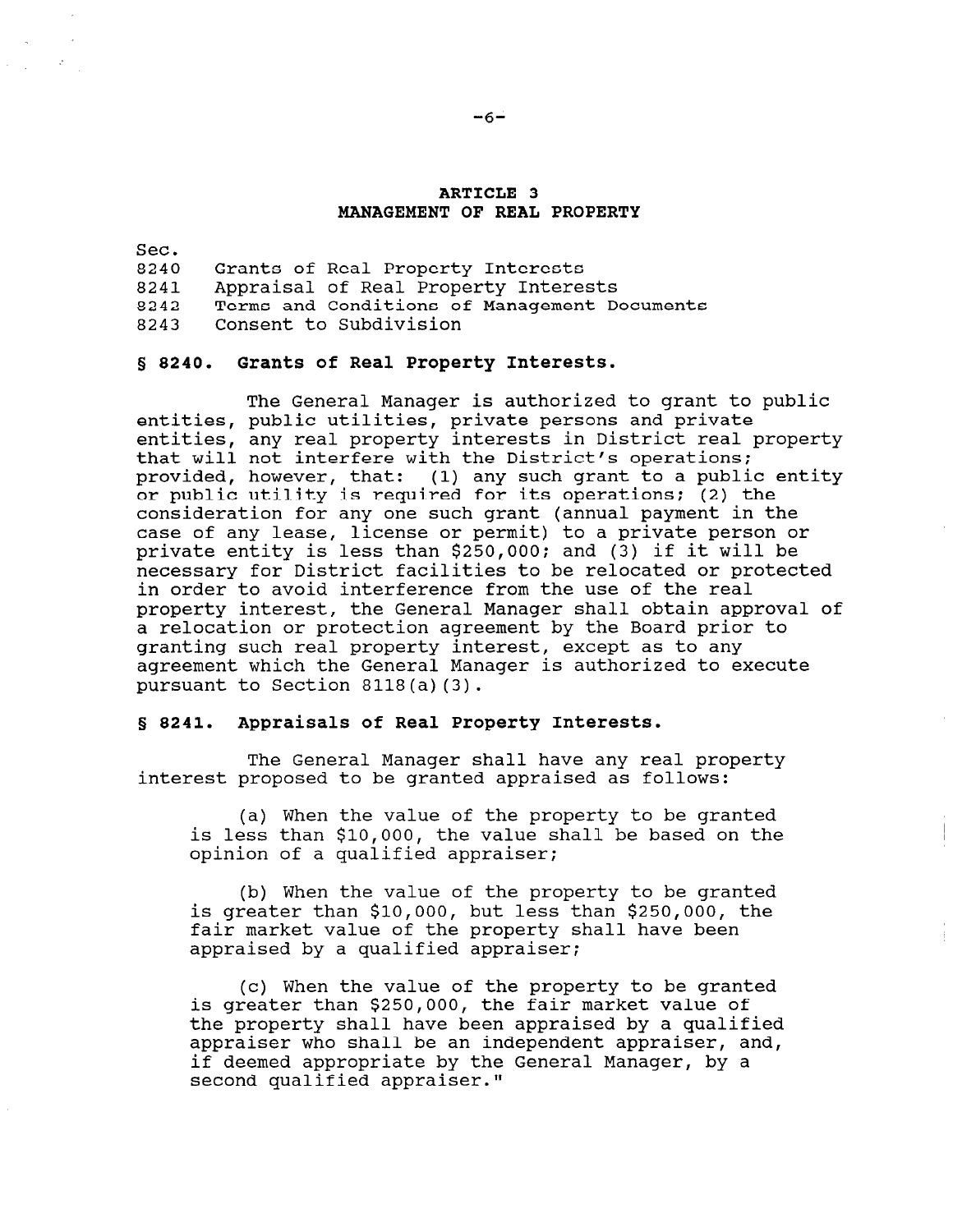## ARTICLE 3
## MANAGEMENT OF REAL PROPERTY

Sec.
8240 Grants of Real Property Interests
8241 Appraisal of Real Property Interests
8242 Terms and Conditions of Management Documents
8243 Consent to Subdivision

### § 8240. Grants of Real Property Interests.

The General Manager is authorized to grant to public entities, public utilities, private persons and private entities, any real property interests in District real property that will not interfere with the District's operations; provided, however, that: (1) any such grant to a public entity or public utility is required for its operations; (2) the consideration for any one such grant (annual payment in the case of any lease, license or permit) to a private person or private entity is less than $250,000; and (3) if it will be necessary for District facilities to be relocated or protected in order to avoid interference from the use of the real property interest, the General Manager shall obtain approval of a relocation or protection agreement by the Board prior to granting such real property interest, except as to any agreement which the General Manager is authorized to execute pursuant to Section 8118(a)(3).

### § 8241. Appraisals of Real Property Interests.

The General Manager shall have any real property interest proposed to be granted appraised as follows:

(a) When the value of the property to be granted is less than $10,000, the value shall be based on the opinion of a qualified appraiser;

(b) When the value of the property to be granted is greater than $10,000, but less than $250,000, the fair market value of the property shall have been appraised by a qualified appraiser;

(c) When the value of the property to be granted is greater than $250,000, the fair market value of the property shall have been appraised by a qualified appraiser who shall be an independent appraiser, and, if deemed appropriate by the General Manager, by a second qualified appraiser."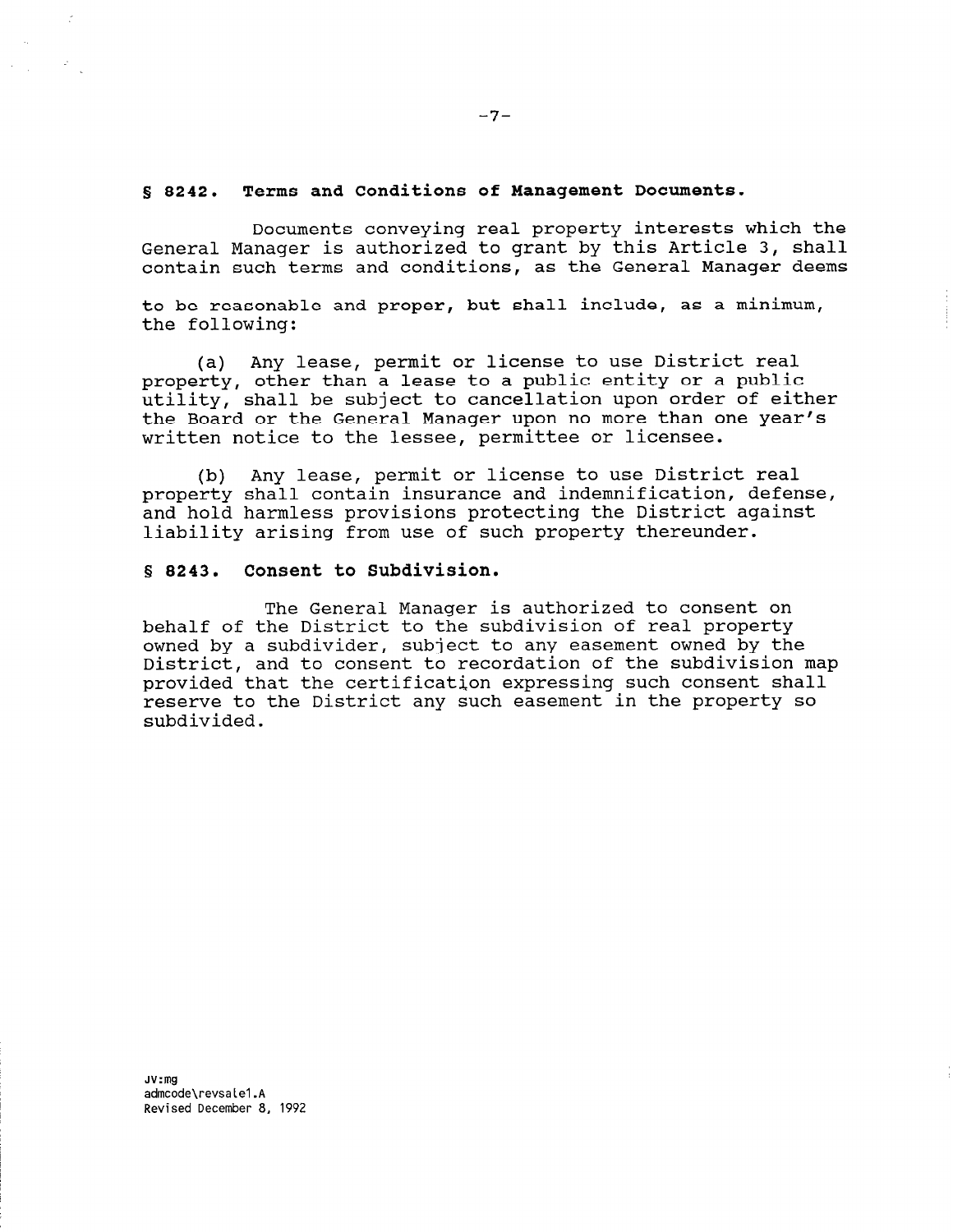## § 8242. Terms and Conditions of Management Documents.

Documents conveying real property interests which the General Manager is authorized to grant by this Article 3, shall contain such terms and conditions, as the General Manager deems to be reasonable and proper, but shall include, as a minimum, the following:

(a) Any lease, permit or license to use District real property, other than a lease to a public entity or a public utility, shall be subject to cancellation upon order of either the Board or the General Manager upon no more than one year's written notice to the lessee, permittee or licensee.

(b) Any lease, permit or license to use District real property shall contain insurance and indemnification, defense, and hold harmless provisions protecting the District against liability arising from use of such property thereunder.

## § 8243. Consent to Subdivision.

The General Manager is authorized to consent on behalf of the District to the subdivision of real property owned by a subdivider, subject to any easement owned by the District, and to consent to recordation of the subdivision map provided that the certification expressing such consent shall reserve to the District any such easement in the property so subdivided.

JV:mg
admcode\revsale1.A
Revised December 8, 1992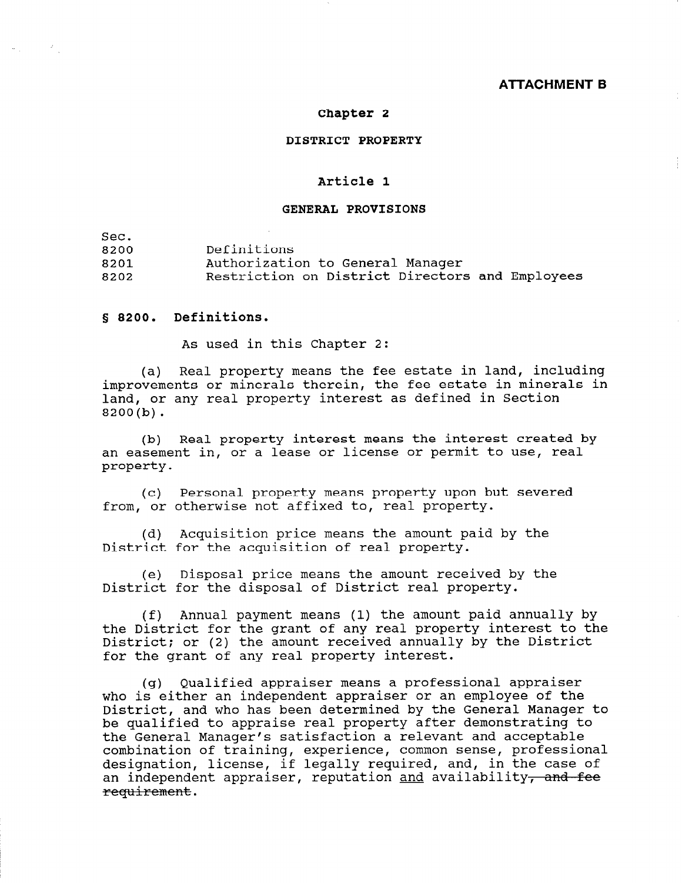**ATTACHMENT B**

# Chapter 2

## DISTRICT PROPERTY

### Article 1

### GENERAL PROVISIONS

| Sec. | |
|---|---|
| 8200 | Definitions |
| 8201 | Authorization to General Manager |
| 8202 | Restriction on District Directors and Employees |

**§ 8200. Definitions.**

As used in this Chapter 2:

(a) Real property means the fee estate in land, including improvements or minerals therein, the fee estate in minerals in land, or any real property interest as defined in Section 8200(b).

(b) Real property interest means the interest created by an easement in, or a lease or license or permit to use, real property.

(c) Personal property means property upon but severed from, or otherwise not affixed to, real property.

(d) Acquisition price means the amount paid by the District for the acquisition of real property.

(e) Disposal price means the amount received by the District for the disposal of District real property.

(f) Annual payment means (1) the amount paid annually by the District for the grant of any real property interest to the District; or (2) the amount received annually by the District for the grant of any real property interest.

(g) Qualified appraiser means a professional appraiser who is either an independent appraiser or an employee of the District, and who has been determined by the General Manager to be qualified to appraise real property after demonstrating to the General Manager's satisfaction a relevant and acceptable combination of training, experience, common sense, professional designation, license, if legally required, and, in the case of an independent appraiser, reputation <u>and</u> availability~~, and fee requirement~~.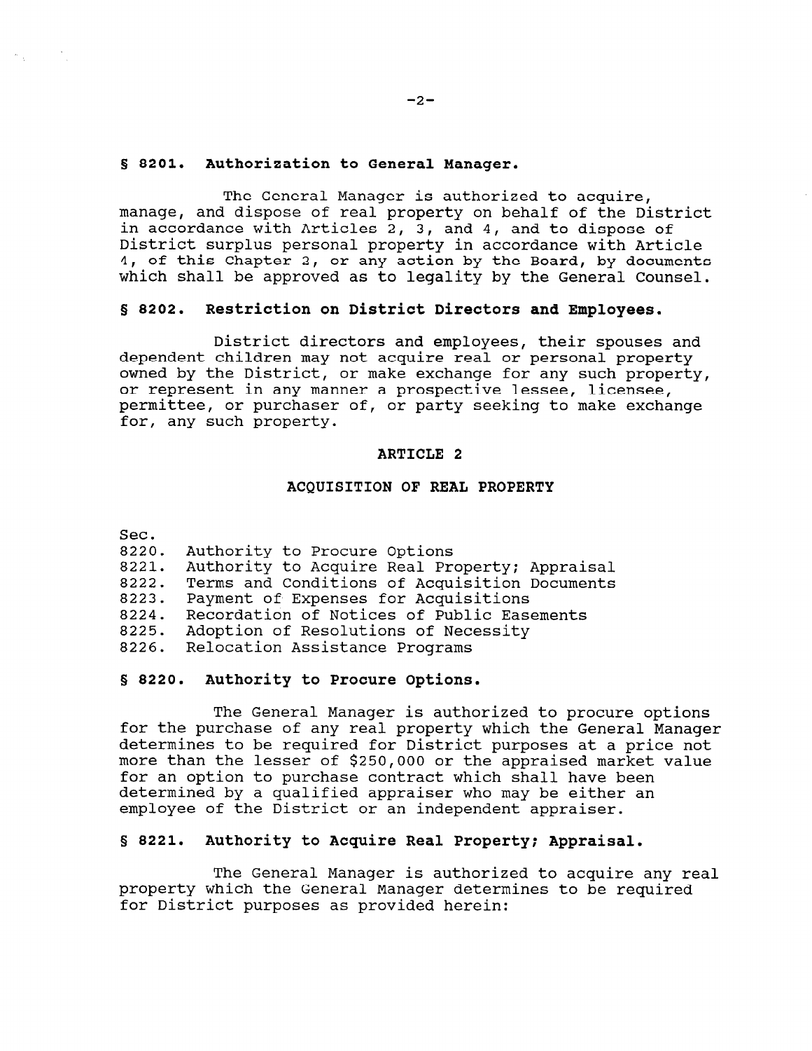### § 8201. Authorization to General Manager.

The General Manager is authorized to acquire, manage, and dispose of real property on behalf of the District in accordance with Articles 2, 3, and 4, and to dispose of District surplus personal property in accordance with Article 4, of this Chapter 2, or any action by the Board, by documents which shall be approved as to legality by the General Counsel.

### § 8202. Restriction on District Directors and Employees.

District directors and employees, their spouses and dependent children may not acquire real or personal property owned by the District, or make exchange for any such property, or represent in any manner a prospective lessee, licensee, permittee, or purchaser of, or party seeking to make exchange for, any such property.

## ARTICLE 2

## ACQUISITION OF REAL PROPERTY

Sec.
8220. Authority to Procure Options
8221. Authority to Acquire Real Property; Appraisal
8222. Terms and Conditions of Acquisition Documents
8223. Payment of Expenses for Acquisitions
8224. Recordation of Notices of Public Easements
8225. Adoption of Resolutions of Necessity
8226. Relocation Assistance Programs

### § 8220. Authority to Procure Options.

The General Manager is authorized to procure options for the purchase of any real property which the General Manager determines to be required for District purposes at a price not more than the lesser of $250,000 or the appraised market value for an option to purchase contract which shall have been determined by a qualified appraiser who may be either an employee of the District or an independent appraiser.

### § 8221. Authority to Acquire Real Property; Appraisal.

The General Manager is authorized to acquire any real property which the General Manager determines to be required for District purposes as provided herein: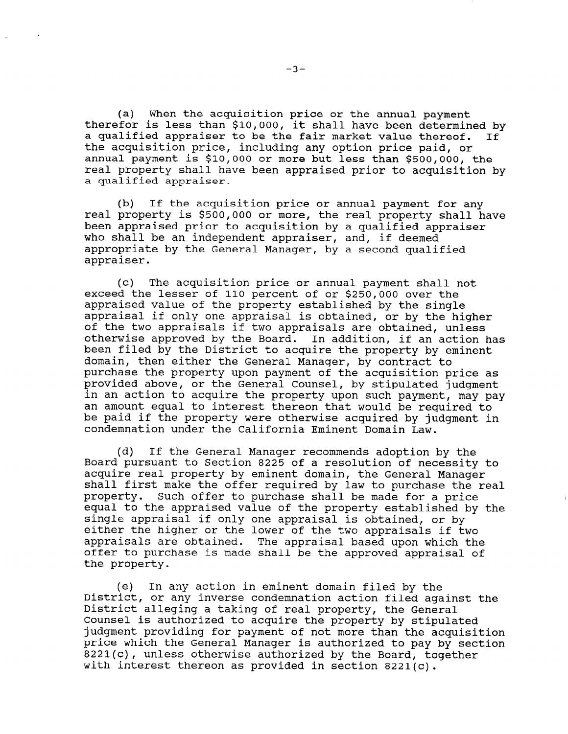(a) When the acquisition price or the annual payment therefor is less than $10,000, it shall have been determined by a qualified appraiser to be the fair market value thereof. If the acquisition price, including any option price paid, or annual payment is $10,000 or more but less than $500,000, the real property shall have been appraised prior to acquisition by a qualified appraiser.

(b) If the acquisition price or annual payment for any real property is $500,000 or more, the real property shall have been appraised prior to acquisition by a qualified appraiser who shall be an independent appraiser, and, if deemed appropriate by the General Manager, by a second qualified appraiser.

(c) The acquisition price or annual payment shall not exceed the lesser of 110 percent of or $250,000 over the appraised value of the property established by the single appraisal if only one appraisal is obtained, or by the higher of the two appraisals if two appraisals are obtained, unless otherwise approved by the Board. In addition, if an action has been filed by the District to acquire the property by eminent domain, then either the General Manager, by contract to purchase the property upon payment of the acquisition price as provided above, or the General Counsel, by stipulated judgment in an action to acquire the property upon such payment, may pay an amount equal to interest thereon that would be required to be paid if the property were otherwise acquired by judgment in condemnation under the California Eminent Domain Law.

(d) If the General Manager recommends adoption by the Board pursuant to Section 8225 of a resolution of necessity to acquire real property by eminent domain, the General Manager shall first make the offer required by law to purchase the real property. Such offer to purchase shall be made for a price equal to the appraised value of the property established by the single appraisal if only one appraisal is obtained, or by either the higher or the lower of the two appraisals if two appraisals are obtained. The appraisal based upon which the offer to purchase is made shall be the approved appraisal of the property.

(e) In any action in eminent domain filed by the District, or any inverse condemnation action filed against the District alleging a taking of real property, the General Counsel is authorized to acquire the property by stipulated judgment providing for payment of not more than the acquisition price which the General Manager is authorized to pay by section 8221(c), unless otherwise authorized by the Board, together with interest thereon as provided in section 8221(c).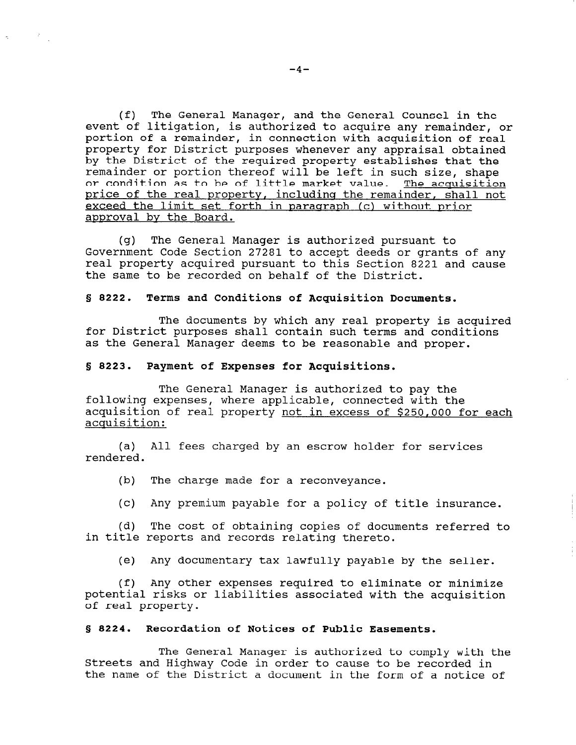(f) The General Manager, and the General Counsel in the event of litigation, is authorized to acquire any remainder, or portion of a remainder, in connection with acquisition of real property for District purposes whenever any appraisal obtained by the District of the required property establishes that the remainder or portion thereof will be left in such size, shape or condition as to be of little market value. <u>The acquisition price of the real property, including the remainder, shall not exceed the limit set forth in paragraph (c) without prior approval by the Board.</u>

(g) The General Manager is authorized pursuant to Government Code Section 27281 to accept deeds or grants of any real property acquired pursuant to this Section 8221 and cause the same to be recorded on behalf of the District.

**§ 8222. Terms and Conditions of Acquisition Documents.**

The documents by which any real property is acquired for District purposes shall contain such terms and conditions as the General Manager deems to be reasonable and proper.

**§ 8223. Payment of Expenses for Acquisitions.**

The General Manager is authorized to pay the following expenses, where applicable, connected with the acquisition of real property <u>not in excess of $250,000 for each acquisition:</u>

(a) All fees charged by an escrow holder for services rendered.

(b) The charge made for a reconveyance.

(c) Any premium payable for a policy of title insurance.

(d) The cost of obtaining copies of documents referred to in title reports and records relating thereto.

(e) Any documentary tax lawfully payable by the seller.

(f) Any other expenses required to eliminate or minimize potential risks or liabilities associated with the acquisition of real property.

**§ 8224. Recordation of Notices of Public Easements.**

The General Manager is authorized to comply with the Streets and Highway Code in order to cause to be recorded in the name of the District a document in the form of a notice of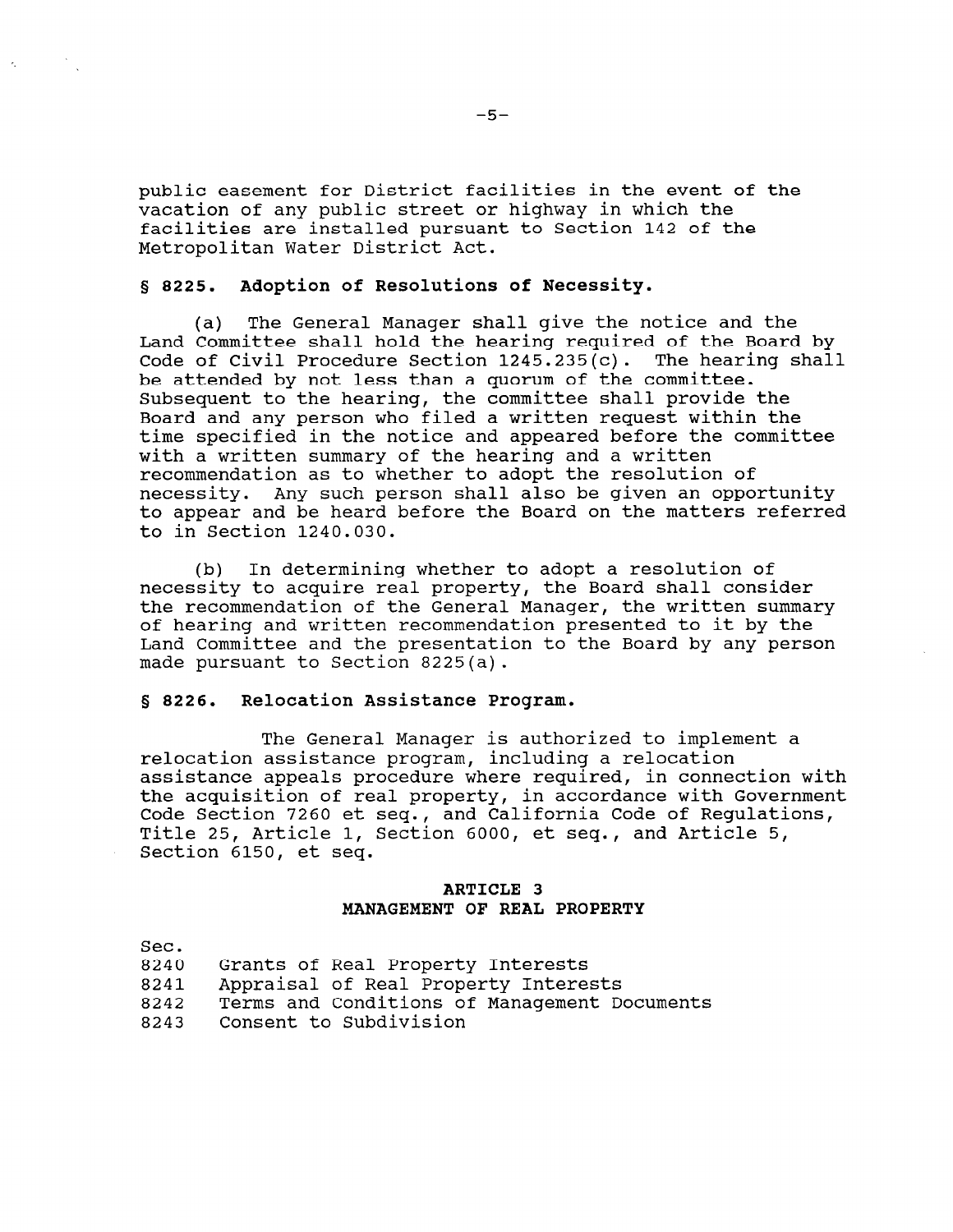public easement for District facilities in the event of the vacation of any public street or highway in which the facilities are installed pursuant to Section 142 of the Metropolitan Water District Act.

### § 8225. Adoption of Resolutions of Necessity.

(a) The General Manager shall give the notice and the Land Committee shall hold the hearing required of the Board by Code of Civil Procedure Section 1245.235(c). The hearing shall be attended by not less than a quorum of the committee. Subsequent to the hearing, the committee shall provide the Board and any person who filed a written request within the time specified in the notice and appeared before the committee with a written summary of the hearing and a written recommendation as to whether to adopt the resolution of necessity. Any such person shall also be given an opportunity to appear and be heard before the Board on the matters referred to in Section 1240.030.

(b) In determining whether to adopt a resolution of necessity to acquire real property, the Board shall consider the recommendation of the General Manager, the written summary of hearing and written recommendation presented to it by the Land Committee and the presentation to the Board by any person made pursuant to Section 8225(a).

### § 8226. Relocation Assistance Program.

The General Manager is authorized to implement a relocation assistance program, including a relocation assistance appeals procedure where required, in connection with the acquisition of real property, in accordance with Government Code Section 7260 et seq., and California Code of Regulations, Title 25, Article 1, Section 6000, et seq., and Article 5, Section 6150, et seq.

## ARTICLE 3
## MANAGEMENT OF REAL PROPERTY

Sec.
8240 Grants of Real Property Interests
8241 Appraisal of Real Property Interests
8242 Terms and Conditions of Management Documents
8243 Consent to Subdivision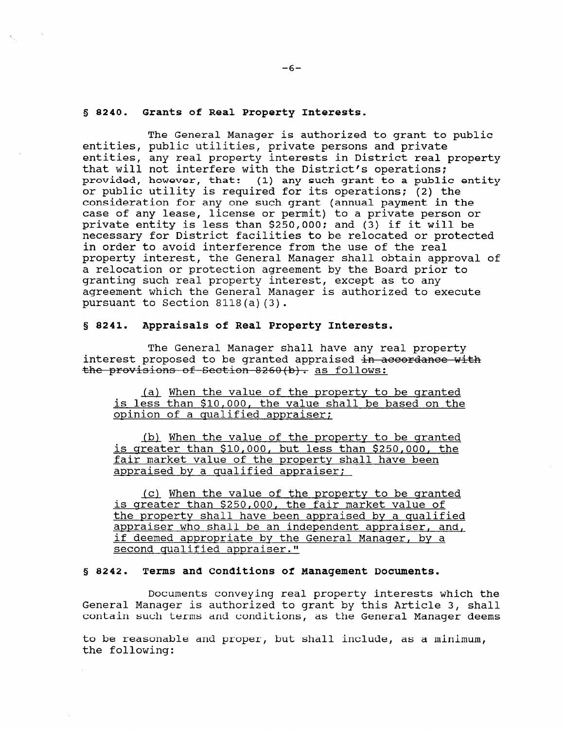## § 8240. Grants of Real Property Interests.

The General Manager is authorized to grant to public entities, public utilities, private persons and private entities, any real property interests in District real property that will not interfere with the District's operations; provided, however, that: (1) any such grant to a public entity or public utility is required for its operations; (2) the consideration for any one such grant (annual payment in the case of any lease, license or permit) to a private person or private entity is less than $250,000; and (3) if it will be necessary for District facilities to be relocated or protected in order to avoid interference from the use of the real property interest, the General Manager shall obtain approval of a relocation or protection agreement by the Board prior to granting such real property interest, except as to any agreement which the General Manager is authorized to execute pursuant to Section 8118(a)(3).

## § 8241. Appraisals of Real Property Interests.

The General Manager shall have any real property interest proposed to be granted appraised ~~in accordance with the provisions of Section 8260(b).~~ <u>as follows:</u>

<u>(a) When the value of the property to be granted is less than $10,000, the value shall be based on the opinion of a qualified appraiser;</u>

<u>(b) When the value of the property to be granted is greater than $10,000, but less than $250,000, the fair market value of the property shall have been appraised by a qualified appraiser;</u>

<u>(c) When the value of the property to be granted is greater than $250,000, the fair market value of the property shall have been appraised by a qualified appraiser who shall be an independent appraiser, and, if deemed appropriate by the General Manager, by a second qualified appraiser."</u>

## § 8242. Terms and Conditions of Management Documents.

Documents conveying real property interests which the General Manager is authorized to grant by this Article 3, shall contain such terms and conditions, as the General Manager deems to be reasonable and proper, but shall include, as a minimum, the following: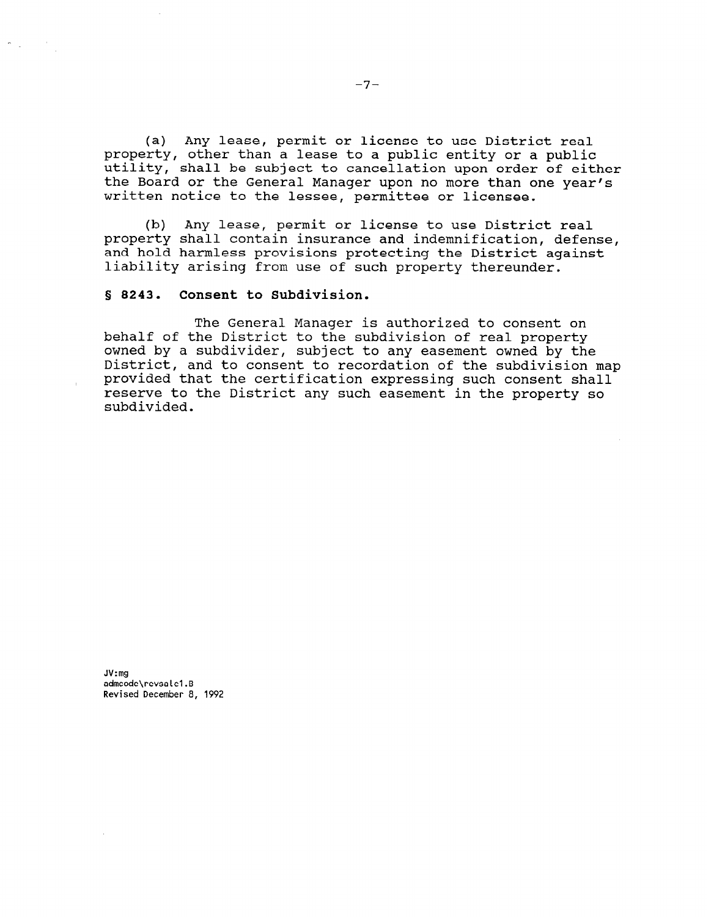(a) Any lease, permit or license to use District real property, other than a lease to a public entity or a public utility, shall be subject to cancellation upon order of either the Board or the General Manager upon no more than one year's written notice to the lessee, permittee or licensee.

(b) Any lease, permit or license to use District real property shall contain insurance and indemnification, defense, and hold harmless provisions protecting the District against liability arising from use of such property thereunder.

**§ 8243. Consent to Subdivision.**

The General Manager is authorized to consent on behalf of the District to the subdivision of real property owned by a subdivider, subject to any easement owned by the District, and to consent to recordation of the subdivision map provided that the certification expressing such consent shall reserve to the District any such easement in the property so subdivided.

JV:mg
admcode\revsalc1.8
Revised December 8, 1992